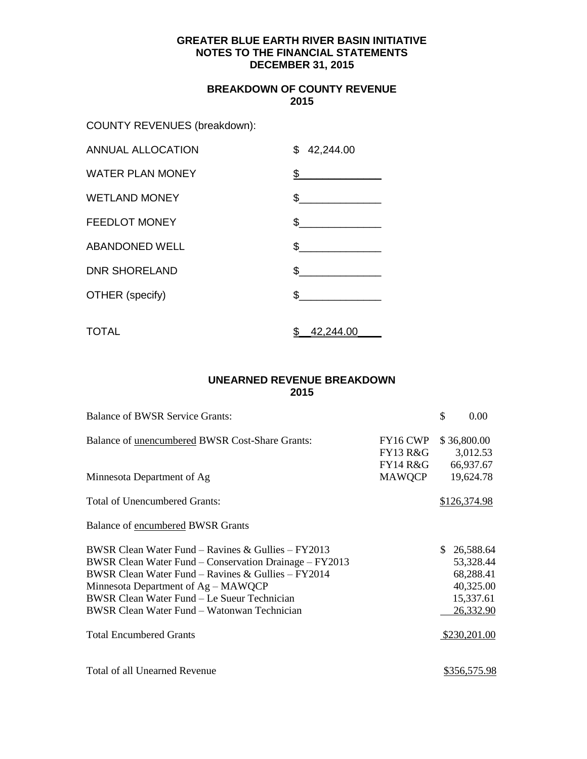# GREATER BLUE EARTH RIVER BASIN INITIATIVE
## NOTES TO THE FINANCIAL STATEMENTS
## DECEMBER 31, 2015

### BREAKDOWN OF COUNTY REVENUE
### 2015

COUNTY REVENUES (breakdown):

| | |
|---|---|
| ANNUAL ALLOCATION | $ 42,244.00 |
| WATER PLAN MONEY | $______________ |
| WETLAND MONEY | $______________ |
| FEEDLOT MONEY | $______________ |
| ABANDONED WELL | $______________ |
| DNR SHORELAND | $______________ |
| OTHER (specify) | $______________ |
| TOTAL | $ 42,244.00 |

### UNEARNED REVENUE BREAKDOWN
### 2015

| | | |
|---|---|---|
| Balance of BWSR Service Grants: | | $ 0.00 |
| Balance of unencumbered BWSR Cost-Share Grants: | FY16 CWP | $ 36,800.00 |
| | FY13 R&G | 3,012.53 |
| | FY14 R&G | 66,937.67 |
| Minnesota Department of Ag | MAWQCP | 19,624.78 |
| Total of Unencumbered Grants: | | $126,374.98 |
| Balance of encumbered BWSR Grants | | |
| BWSR Clean Water Fund – Ravines & Gullies – FY2013 | | $ 26,588.64 |
| BWSR Clean Water Fund – Conservation Drainage – FY2013 | | 53,328.44 |
| BWSR Clean Water Fund – Ravines & Gullies – FY2014 | | 68,288.41 |
| Minnesota Department of Ag – MAWQCP | | 40,325.00 |
| BWSR Clean Water Fund – Le Sueur Technician | | 15,337.61 |
| BWSR Clean Water Fund – Watonwan Technician | | 26,332.90 |
| Total Encumbered Grants | | $230,201.00 |
| Total of all Unearned Revenue | | $356,575.98 |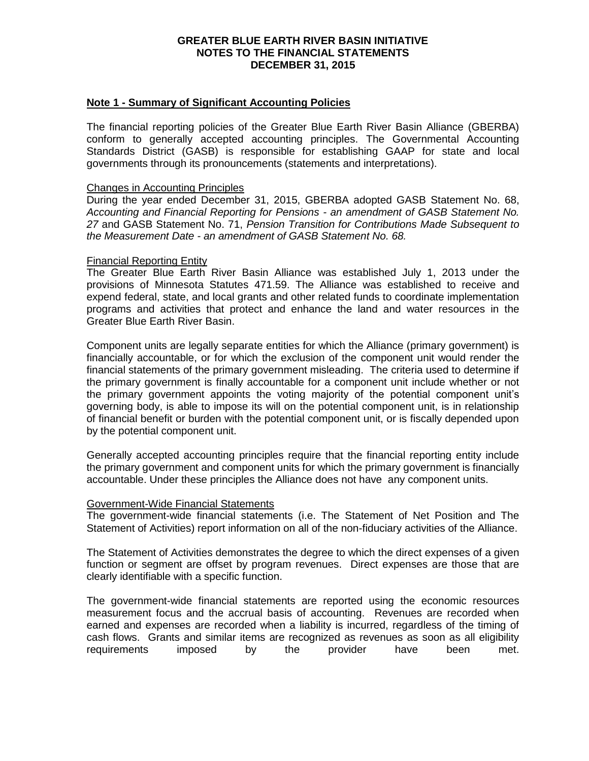**GREATER BLUE EARTH RIVER BASIN INITIATIVE**
**NOTES TO THE FINANCIAL STATEMENTS**
**DECEMBER 31, 2015**

## Note 1 - Summary of Significant Accounting Policies

The financial reporting policies of the Greater Blue Earth River Basin Alliance (GBERBA) conform to generally accepted accounting principles. The Governmental Accounting Standards District (GASB) is responsible for establishing GAAP for state and local governments through its pronouncements (statements and interpretations).

### Changes in Accounting Principles

During the year ended December 31, 2015, GBERBA adopted GASB Statement No. 68, *Accounting and Financial Reporting for Pensions - an amendment of GASB Statement No. 27* and GASB Statement No. 71, *Pension Transition for Contributions Made Subsequent to the Measurement Date - an amendment of GASB Statement No. 68.*

### Financial Reporting Entity

The Greater Blue Earth River Basin Alliance was established July 1, 2013 under the provisions of Minnesota Statutes 471.59. The Alliance was established to receive and expend federal, state, and local grants and other related funds to coordinate implementation programs and activities that protect and enhance the land and water resources in the Greater Blue Earth River Basin.

Component units are legally separate entities for which the Alliance (primary government) is financially accountable, or for which the exclusion of the component unit would render the financial statements of the primary government misleading. The criteria used to determine if the primary government is finally accountable for a component unit include whether or not the primary government appoints the voting majority of the potential component unit's governing body, is able to impose its will on the potential component unit, is in relationship of financial benefit or burden with the potential component unit, or is fiscally depended upon by the potential component unit.

Generally accepted accounting principles require that the financial reporting entity include the primary government and component units for which the primary government is financially accountable. Under these principles the Alliance does not have any component units.

### Government-Wide Financial Statements

The government-wide financial statements (i.e. The Statement of Net Position and The Statement of Activities) report information on all of the non-fiduciary activities of the Alliance.

The Statement of Activities demonstrates the degree to which the direct expenses of a given function or segment are offset by program revenues. Direct expenses are those that are clearly identifiable with a specific function.

The government-wide financial statements are reported using the economic resources measurement focus and the accrual basis of accounting. Revenues are recorded when earned and expenses are recorded when a liability is incurred, regardless of the timing of cash flows. Grants and similar items are recognized as revenues as soon as all eligibility requirements imposed by the provider have been met.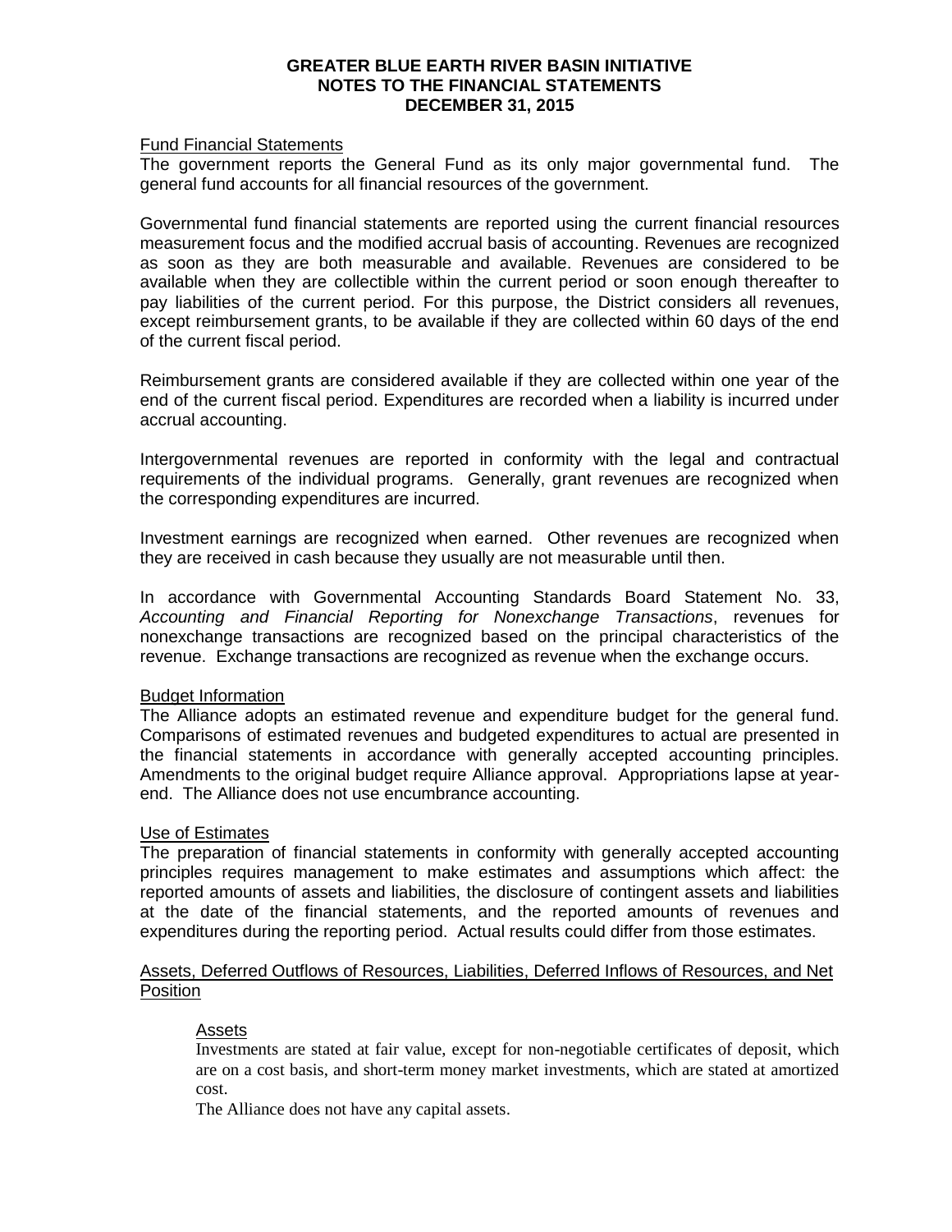## Fund Financial Statements

The government reports the General Fund as its only major governmental fund. The general fund accounts for all financial resources of the government.

Governmental fund financial statements are reported using the current financial resources measurement focus and the modified accrual basis of accounting. Revenues are recognized as soon as they are both measurable and available. Revenues are considered to be available when they are collectible within the current period or soon enough thereafter to pay liabilities of the current period. For this purpose, the District considers all revenues, except reimbursement grants, to be available if they are collected within 60 days of the end of the current fiscal period.

Reimbursement grants are considered available if they are collected within one year of the end of the current fiscal period. Expenditures are recorded when a liability is incurred under accrual accounting.

Intergovernmental revenues are reported in conformity with the legal and contractual requirements of the individual programs. Generally, grant revenues are recognized when the corresponding expenditures are incurred.

Investment earnings are recognized when earned. Other revenues are recognized when they are received in cash because they usually are not measurable until then.

In accordance with Governmental Accounting Standards Board Statement No. 33, *Accounting and Financial Reporting for Nonexchange Transactions*, revenues for nonexchange transactions are recognized based on the principal characteristics of the revenue. Exchange transactions are recognized as revenue when the exchange occurs.

## Budget Information

The Alliance adopts an estimated revenue and expenditure budget for the general fund. Comparisons of estimated revenues and budgeted expenditures to actual are presented in the financial statements in accordance with generally accepted accounting principles. Amendments to the original budget require Alliance approval. Appropriations lapse at year-end. The Alliance does not use encumbrance accounting.

## Use of Estimates

The preparation of financial statements in conformity with generally accepted accounting principles requires management to make estimates and assumptions which affect: the reported amounts of assets and liabilities, the disclosure of contingent assets and liabilities at the date of the financial statements, and the reported amounts of revenues and expenditures during the reporting period. Actual results could differ from those estimates.

## Assets, Deferred Outflows of Resources, Liabilities, Deferred Inflows of Resources, and Net Position

### Assets

Investments are stated at fair value, except for non-negotiable certificates of deposit, which are on a cost basis, and short-term money market investments, which are stated at amortized cost.

The Alliance does not have any capital assets.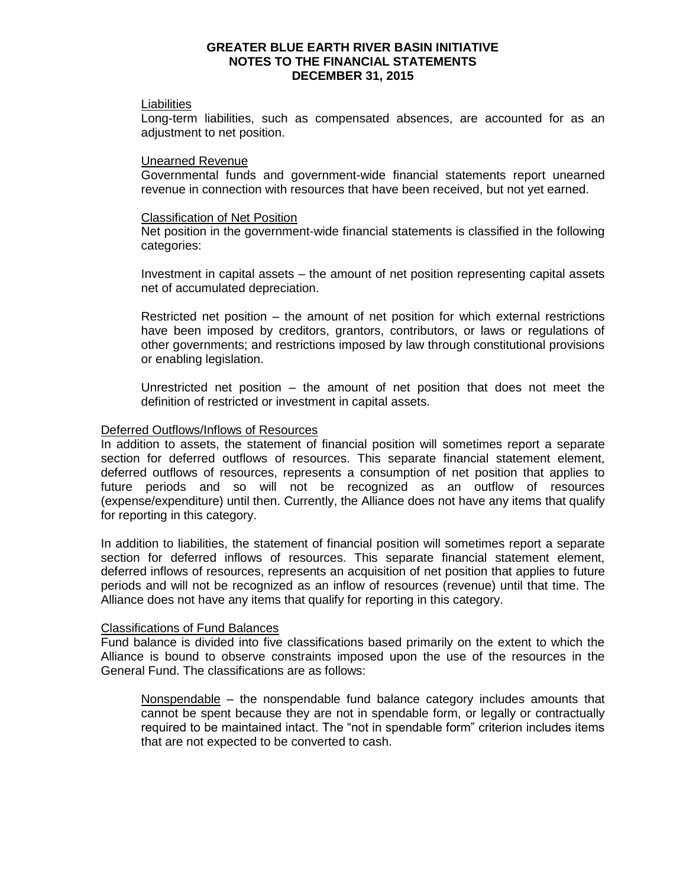Liabilities

Long-term liabilities, such as compensated absences, are accounted for as an adjustment to net position.

Unearned Revenue

Governmental funds and government-wide financial statements report unearned revenue in connection with resources that have been received, but not yet earned.

Classification of Net Position

Net position in the government-wide financial statements is classified in the following categories:

Investment in capital assets – the amount of net position representing capital assets net of accumulated depreciation.

Restricted net position – the amount of net position for which external restrictions have been imposed by creditors, grantors, contributors, or laws or regulations of other governments; and restrictions imposed by law through constitutional provisions or enabling legislation.

Unrestricted net position – the amount of net position that does not meet the definition of restricted or investment in capital assets.

Deferred Outflows/Inflows of Resources

In addition to assets, the statement of financial position will sometimes report a separate section for deferred outflows of resources. This separate financial statement element, deferred outflows of resources, represents a consumption of net position that applies to future periods and so will not be recognized as an outflow of resources (expense/expenditure) until then. Currently, the Alliance does not have any items that qualify for reporting in this category.

In addition to liabilities, the statement of financial position will sometimes report a separate section for deferred inflows of resources. This separate financial statement element, deferred inflows of resources, represents an acquisition of net position that applies to future periods and will not be recognized as an inflow of resources (revenue) until that time. The Alliance does not have any items that qualify for reporting in this category.

Classifications of Fund Balances

Fund balance is divided into five classifications based primarily on the extent to which the Alliance is bound to observe constraints imposed upon the use of the resources in the General Fund. The classifications are as follows:

Nonspendable – the nonspendable fund balance category includes amounts that cannot be spent because they are not in spendable form, or legally or contractually required to be maintained intact. The "not in spendable form" criterion includes items that are not expected to be converted to cash.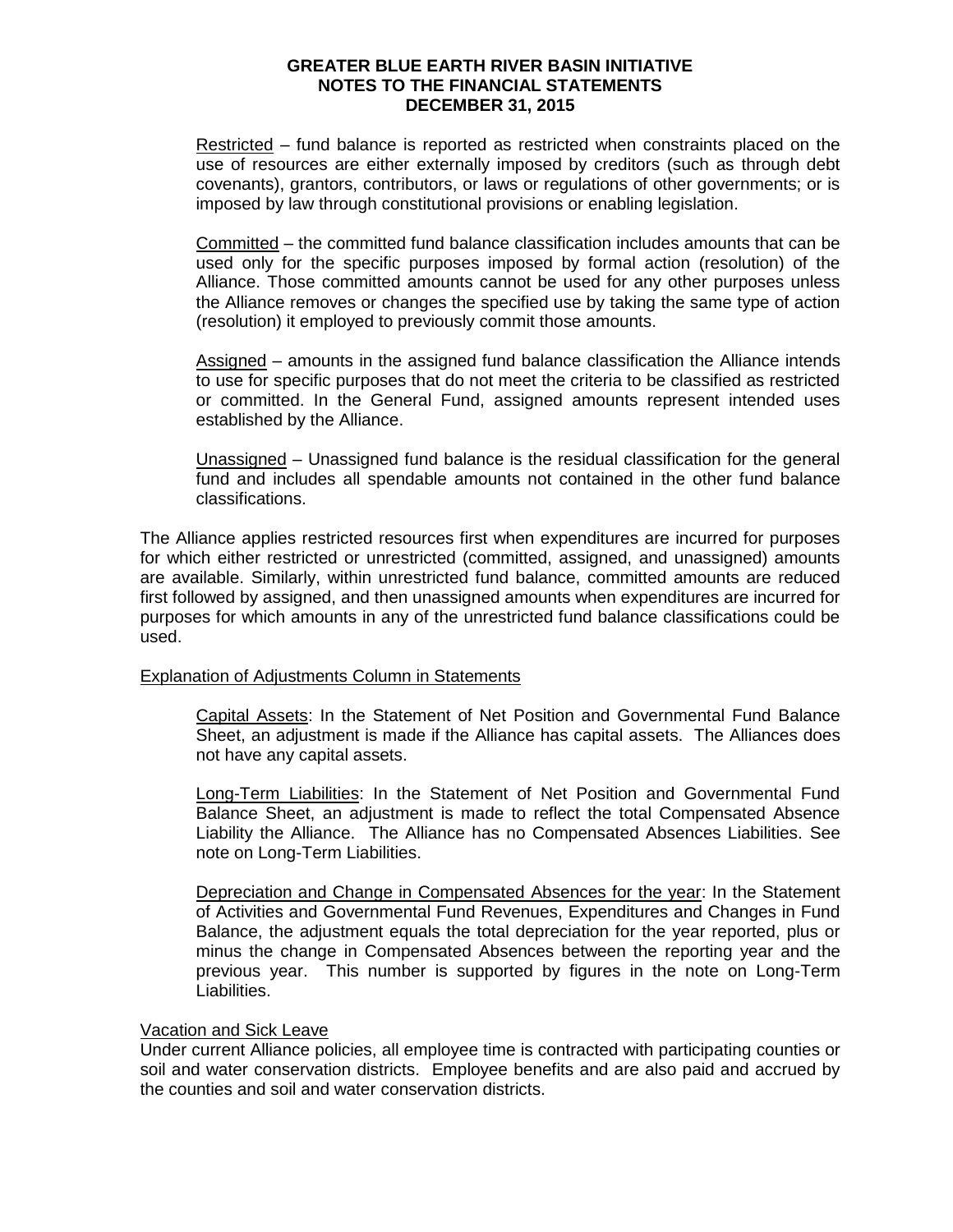Restricted – fund balance is reported as restricted when constraints placed on the use of resources are either externally imposed by creditors (such as through debt covenants), grantors, contributors, or laws or regulations of other governments; or is imposed by law through constitutional provisions or enabling legislation.

Committed – the committed fund balance classification includes amounts that can be used only for the specific purposes imposed by formal action (resolution) of the Alliance. Those committed amounts cannot be used for any other purposes unless the Alliance removes or changes the specified use by taking the same type of action (resolution) it employed to previously commit those amounts.

Assigned – amounts in the assigned fund balance classification the Alliance intends to use for specific purposes that do not meet the criteria to be classified as restricted or committed. In the General Fund, assigned amounts represent intended uses established by the Alliance.

Unassigned – Unassigned fund balance is the residual classification for the general fund and includes all spendable amounts not contained in the other fund balance classifications.

The Alliance applies restricted resources first when expenditures are incurred for purposes for which either restricted or unrestricted (committed, assigned, and unassigned) amounts are available. Similarly, within unrestricted fund balance, committed amounts are reduced first followed by assigned, and then unassigned amounts when expenditures are incurred for purposes for which amounts in any of the unrestricted fund balance classifications could be used.

Explanation of Adjustments Column in Statements

Capital Assets: In the Statement of Net Position and Governmental Fund Balance Sheet, an adjustment is made if the Alliance has capital assets. The Alliances does not have any capital assets.

Long-Term Liabilities: In the Statement of Net Position and Governmental Fund Balance Sheet, an adjustment is made to reflect the total Compensated Absence Liability the Alliance. The Alliance has no Compensated Absences Liabilities. See note on Long-Term Liabilities.

Depreciation and Change in Compensated Absences for the year: In the Statement of Activities and Governmental Fund Revenues, Expenditures and Changes in Fund Balance, the adjustment equals the total depreciation for the year reported, plus or minus the change in Compensated Absences between the reporting year and the previous year. This number is supported by figures in the note on Long-Term Liabilities.

Vacation and Sick Leave

Under current Alliance policies, all employee time is contracted with participating counties or soil and water conservation districts. Employee benefits and are also paid and accrued by the counties and soil and water conservation districts.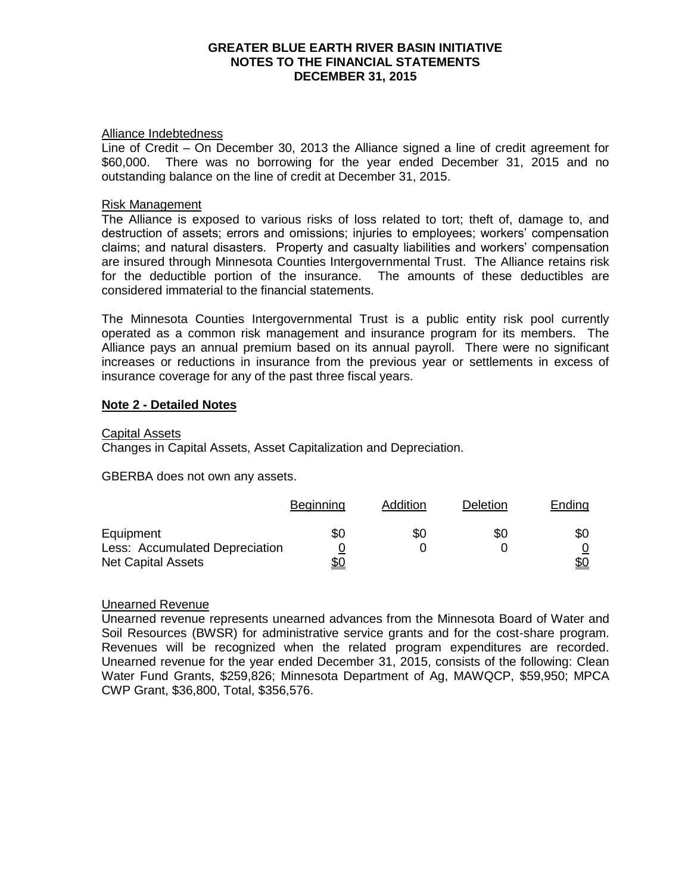**GREATER BLUE EARTH RIVER BASIN INITIATIVE**
**NOTES TO THE FINANCIAL STATEMENTS**
**DECEMBER 31, 2015**

Alliance Indebtedness
Line of Credit – On December 30, 2013 the Alliance signed a line of credit agreement for $60,000. There was no borrowing for the year ended December 31, 2015 and no outstanding balance on the line of credit at December 31, 2015.

Risk Management
The Alliance is exposed to various risks of loss related to tort; theft of, damage to, and destruction of assets; errors and omissions; injuries to employees; workers' compensation claims; and natural disasters. Property and casualty liabilities and workers' compensation are insured through Minnesota Counties Intergovernmental Trust. The Alliance retains risk for the deductible portion of the insurance. The amounts of these deductibles are considered immaterial to the financial statements.

The Minnesota Counties Intergovernmental Trust is a public entity risk pool currently operated as a common risk management and insurance program for its members. The Alliance pays an annual premium based on its annual payroll. There were no significant increases or reductions in insurance from the previous year or settlements in excess of insurance coverage for any of the past three fiscal years.

**Note 2 - Detailed Notes**

Capital Assets
Changes in Capital Assets, Asset Capitalization and Depreciation.

GBERBA does not own any assets.

| | Beginning | Addition | Deletion | Ending |
|---|---|---|---|---|
| Equipment | $0 | $0 | $0 | $0 |
| Less: Accumulated Depreciation | 0 | 0 | 0 | 0 |
| Net Capital Assets | $0 | | | $0 |

Unearned Revenue
Unearned revenue represents unearned advances from the Minnesota Board of Water and Soil Resources (BWSR) for administrative service grants and for the cost-share program. Revenues will be recognized when the related program expenditures are recorded. Unearned revenue for the year ended December 31, 2015, consists of the following: Clean Water Fund Grants, $259,826; Minnesota Department of Ag, MAWQCP, $59,950; MPCA CWP Grant, $36,800, Total, $356,576.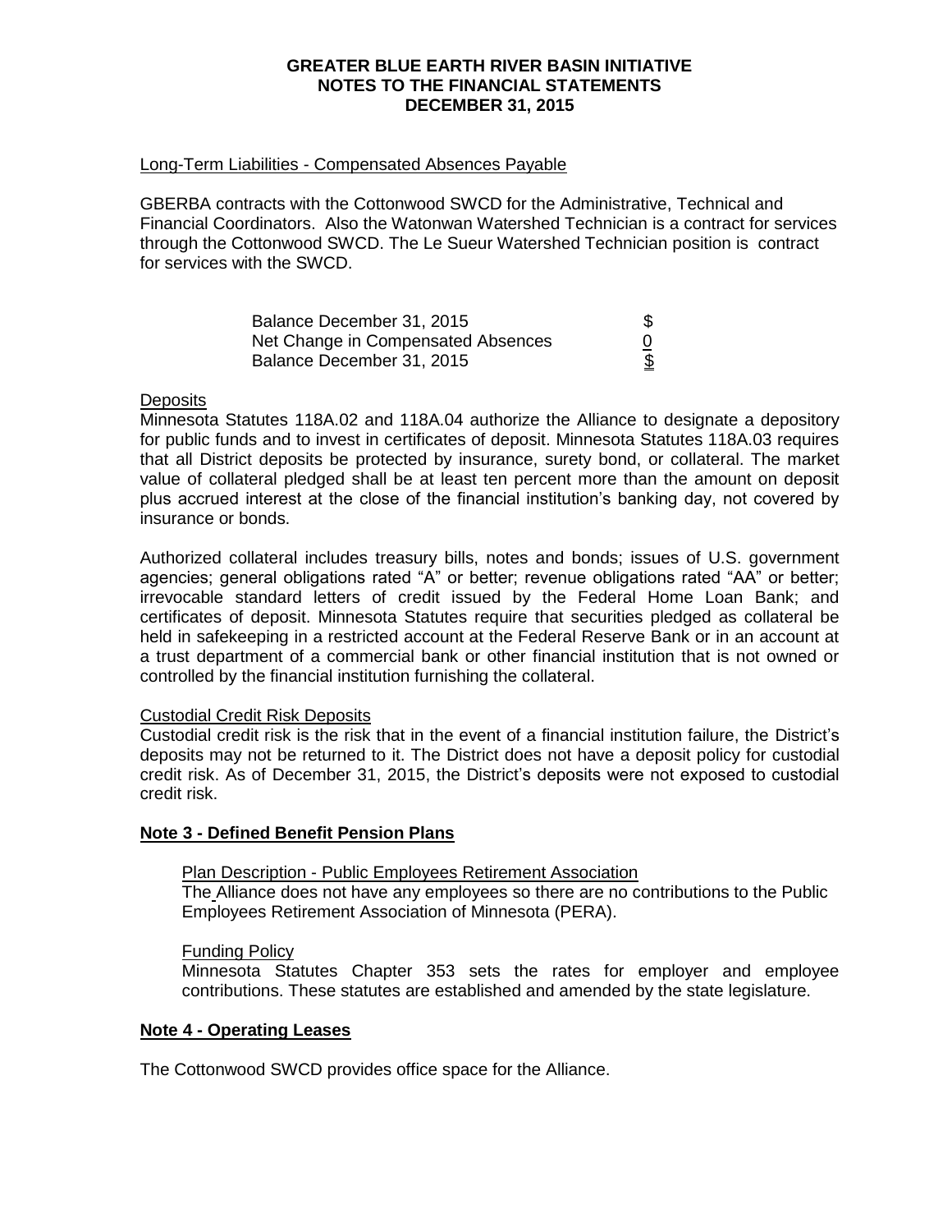### Long-Term Liabilities - Compensated Absences Payable

GBERBA contracts with the Cottonwood SWCD for the Administrative, Technical and Financial Coordinators. Also the Watonwan Watershed Technician is a contract for services through the Cottonwood SWCD. The Le Sueur Watershed Technician position is contract for services with the SWCD.

| | |
|---|---|
| Balance December 31, 2015 | $ |
| Net Change in Compensated Absences | 0 |
| Balance December 31, 2015 | $ |

### Deposits

Minnesota Statutes 118A.02 and 118A.04 authorize the Alliance to designate a depository for public funds and to invest in certificates of deposit. Minnesota Statutes 118A.03 requires that all District deposits be protected by insurance, surety bond, or collateral. The market value of collateral pledged shall be at least ten percent more than the amount on deposit plus accrued interest at the close of the financial institution's banking day, not covered by insurance or bonds.

Authorized collateral includes treasury bills, notes and bonds; issues of U.S. government agencies; general obligations rated "A" or better; revenue obligations rated "AA" or better; irrevocable standard letters of credit issued by the Federal Home Loan Bank; and certificates of deposit. Minnesota Statutes require that securities pledged as collateral be held in safekeeping in a restricted account at the Federal Reserve Bank or in an account at a trust department of a commercial bank or other financial institution that is not owned or controlled by the financial institution furnishing the collateral.

### Custodial Credit Risk Deposits

Custodial credit risk is the risk that in the event of a financial institution failure, the District's deposits may not be returned to it. The District does not have a deposit policy for custodial credit risk. As of December 31, 2015, the District's deposits were not exposed to custodial credit risk.

## Note 3 - Defined Benefit Pension Plans

### Plan Description - Public Employees Retirement Association

The Alliance does not have any employees so there are no contributions to the Public Employees Retirement Association of Minnesota (PERA).

### Funding Policy

Minnesota Statutes Chapter 353 sets the rates for employer and employee contributions. These statutes are established and amended by the state legislature.

## Note 4 - Operating Leases

The Cottonwood SWCD provides office space for the Alliance.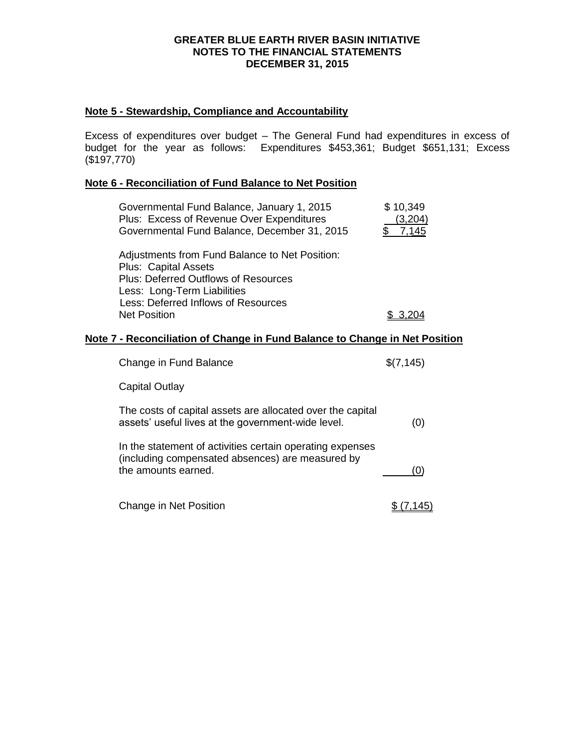**GREATER BLUE EARTH RIVER BASIN INITIATIVE**
**NOTES TO THE FINANCIAL STATEMENTS**
**DECEMBER 31, 2015**

## Note 5 - Stewardship, Compliance and Accountability

Excess of expenditures over budget – The General Fund had expenditures in excess of budget for the year as follows: Expenditures $453,361; Budget $651,131; Excess ($197,770)

## Note 6 - Reconciliation of Fund Balance to Net Position

| | |
|---|---|
| Governmental Fund Balance, January 1, 2015 | $ 10,349 |
| Plus: Excess of Revenue Over Expenditures | (3,204) |
| Governmental Fund Balance, December 31, 2015 | $ 7,145 |
| | |
| Adjustments from Fund Balance to Net Position: | |
| Plus: Capital Assets | |
| Plus: Deferred Outflows of Resources | |
| Less: Long-Term Liabilities | |
| Less: Deferred Inflows of Resources | |
| Net Position | $ 3,204 |

## Note 7 - Reconciliation of Change in Fund Balance to Change in Net Position

| | |
|---|---|
| Change in Fund Balance | $(7,145) |
| Capital Outlay | |
| The costs of capital assets are allocated over the capital assets' useful lives at the government-wide level. | (0) |
| In the statement of activities certain operating expenses (including compensated absences) are measured by the amounts earned. | (0) |
| Change in Net Position | $ (7,145) |